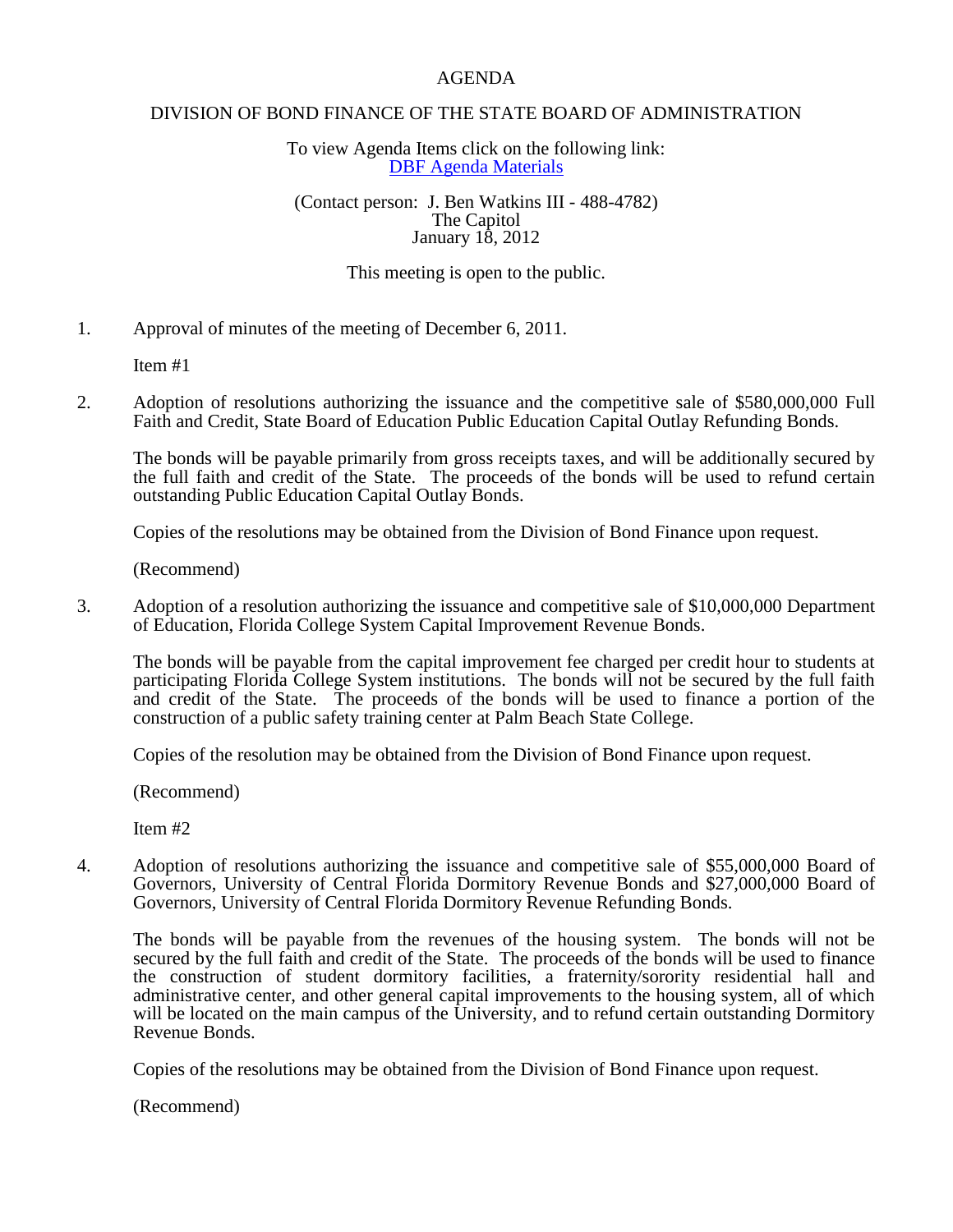# AGENDA

## DIVISION OF BOND FINANCE OF THE STATE BOARD OF ADMINISTRATION

To view Agenda Items click on the following link:
[DBF Agenda Materials]

(Contact person: J. Ben Watkins III - 488-4782)
The Capitol
January 18, 2012

This meeting is open to the public.

1. Approval of minutes of the meeting of December 6, 2011.

   Item #1

2. Adoption of resolutions authorizing the issuance and the competitive sale of $580,000,000 Full Faith and Credit, State Board of Education Public Education Capital Outlay Refunding Bonds.

   The bonds will be payable primarily from gross receipts taxes, and will be additionally secured by the full faith and credit of the State. The proceeds of the bonds will be used to refund certain outstanding Public Education Capital Outlay Bonds.

   Copies of the resolutions may be obtained from the Division of Bond Finance upon request.

   (Recommend)

3. Adoption of a resolution authorizing the issuance and competitive sale of $10,000,000 Department of Education, Florida College System Capital Improvement Revenue Bonds.

   The bonds will be payable from the capital improvement fee charged per credit hour to students at participating Florida College System institutions. The bonds will not be secured by the full faith and credit of the State. The proceeds of the bonds will be used to finance a portion of the construction of a public safety training center at Palm Beach State College.

   Copies of the resolution may be obtained from the Division of Bond Finance upon request.

   (Recommend)

   Item #2

4. Adoption of resolutions authorizing the issuance and competitive sale of $55,000,000 Board of Governors, University of Central Florida Dormitory Revenue Bonds and $27,000,000 Board of Governors, University of Central Florida Dormitory Revenue Refunding Bonds.

   The bonds will be payable from the revenues of the housing system. The bonds will not be secured by the full faith and credit of the State. The proceeds of the bonds will be used to finance the construction of student dormitory facilities, a fraternity/sorority residential hall and administrative center, and other general capital improvements to the housing system, all of which will be located on the main campus of the University, and to refund certain outstanding Dormitory Revenue Bonds.

   Copies of the resolutions may be obtained from the Division of Bond Finance upon request.

   (Recommend)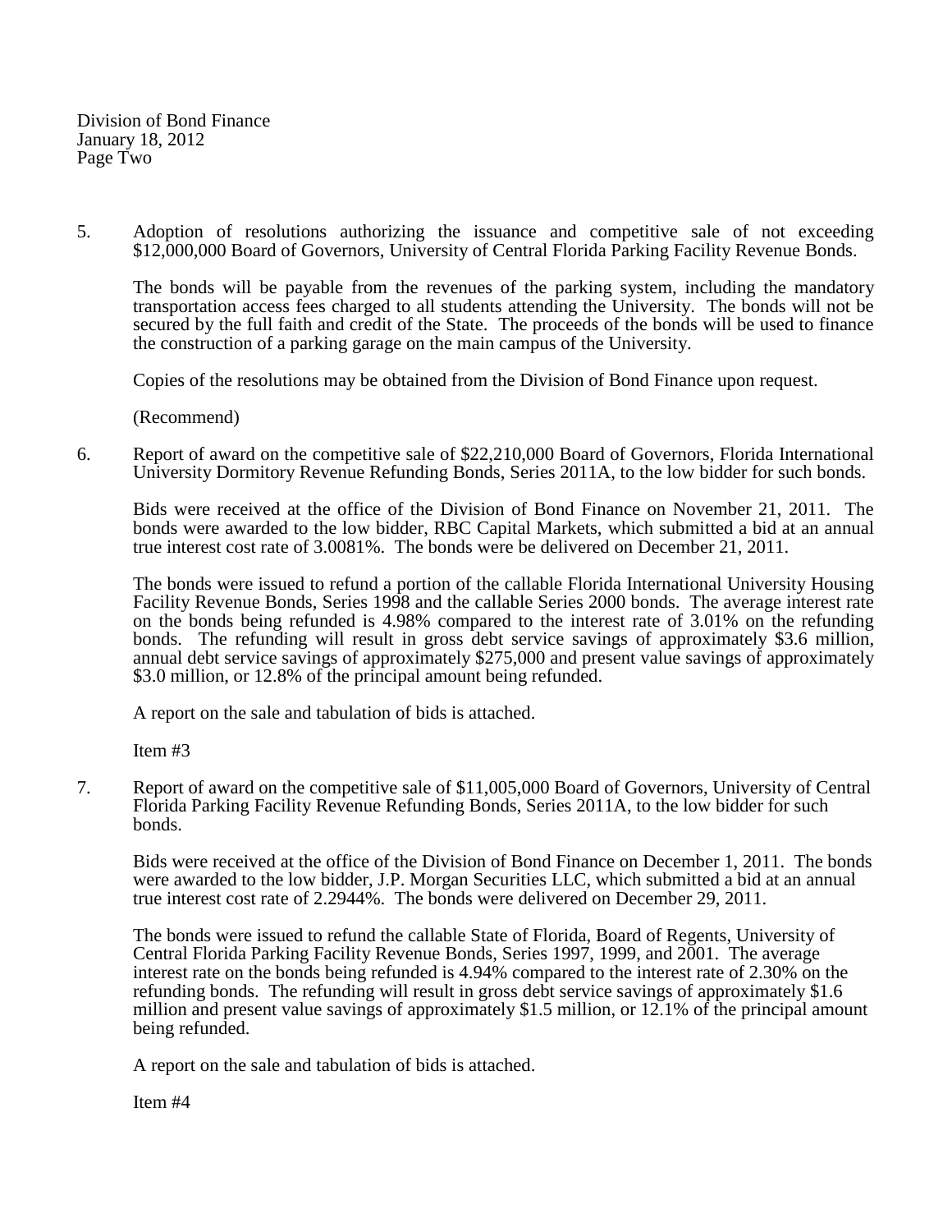Division of Bond Finance
January 18, 2012
Page Two

5. Adoption of resolutions authorizing the issuance and competitive sale of not exceeding $12,000,000 Board of Governors, University of Central Florida Parking Facility Revenue Bonds.

   The bonds will be payable from the revenues of the parking system, including the mandatory transportation access fees charged to all students attending the University. The bonds will not be secured by the full faith and credit of the State. The proceeds of the bonds will be used to finance the construction of a parking garage on the main campus of the University.

   Copies of the resolutions may be obtained from the Division of Bond Finance upon request.

   (Recommend)

6. Report of award on the competitive sale of $22,210,000 Board of Governors, Florida International University Dormitory Revenue Refunding Bonds, Series 2011A, to the low bidder for such bonds.

   Bids were received at the office of the Division of Bond Finance on November 21, 2011. The bonds were awarded to the low bidder, RBC Capital Markets, which submitted a bid at an annual true interest cost rate of 3.0081%. The bonds were be delivered on December 21, 2011.

   The bonds were issued to refund a portion of the callable Florida International University Housing Facility Revenue Bonds, Series 1998 and the callable Series 2000 bonds. The average interest rate on the bonds being refunded is 4.98% compared to the interest rate of 3.01% on the refunding bonds. The refunding will result in gross debt service savings of approximately $3.6 million, annual debt service savings of approximately $275,000 and present value savings of approximately $3.0 million, or 12.8% of the principal amount being refunded.

   A report on the sale and tabulation of bids is attached.

   Item #3

7. Report of award on the competitive sale of $11,005,000 Board of Governors, University of Central Florida Parking Facility Revenue Refunding Bonds, Series 2011A, to the low bidder for such bonds.

   Bids were received at the office of the Division of Bond Finance on December 1, 2011. The bonds were awarded to the low bidder, J.P. Morgan Securities LLC, which submitted a bid at an annual true interest cost rate of 2.2944%. The bonds were delivered on December 29, 2011.

   The bonds were issued to refund the callable State of Florida, Board of Regents, University of Central Florida Parking Facility Revenue Bonds, Series 1997, 1999, and 2001. The average interest rate on the bonds being refunded is 4.94% compared to the interest rate of 2.30% on the refunding bonds. The refunding will result in gross debt service savings of approximately $1.6 million and present value savings of approximately $1.5 million, or 12.1% of the principal amount being refunded.

   A report on the sale and tabulation of bids is attached.

   Item #4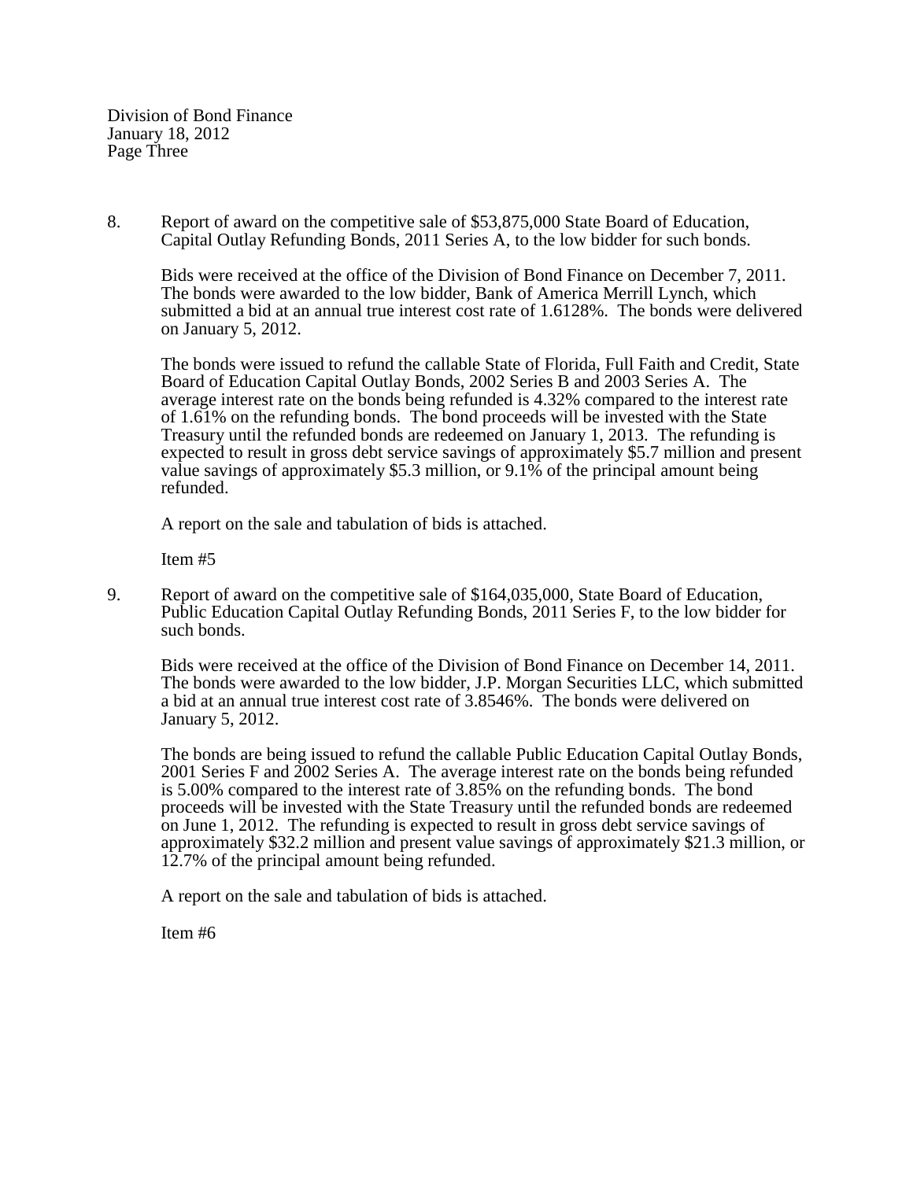8. Report of award on the competitive sale of $53,875,000 State Board of Education, Capital Outlay Refunding Bonds, 2011 Series A, to the low bidder for such bonds.

   Bids were received at the office of the Division of Bond Finance on December 7, 2011. The bonds were awarded to the low bidder, Bank of America Merrill Lynch, which submitted a bid at an annual true interest cost rate of 1.6128%. The bonds were delivered on January 5, 2012.

   The bonds were issued to refund the callable State of Florida, Full Faith and Credit, State Board of Education Capital Outlay Bonds, 2002 Series B and 2003 Series A. The average interest rate on the bonds being refunded is 4.32% compared to the interest rate of 1.61% on the refunding bonds. The bond proceeds will be invested with the State Treasury until the refunded bonds are redeemed on January 1, 2013. The refunding is expected to result in gross debt service savings of approximately $5.7 million and present value savings of approximately $5.3 million, or 9.1% of the principal amount being refunded.

   A report on the sale and tabulation of bids is attached.

   Item #5

9. Report of award on the competitive sale of $164,035,000, State Board of Education, Public Education Capital Outlay Refunding Bonds, 2011 Series F, to the low bidder for such bonds.

   Bids were received at the office of the Division of Bond Finance on December 14, 2011. The bonds were awarded to the low bidder, J.P. Morgan Securities LLC, which submitted a bid at an annual true interest cost rate of 3.8546%. The bonds were delivered on January 5, 2012.

   The bonds are being issued to refund the callable Public Education Capital Outlay Bonds, 2001 Series F and 2002 Series A. The average interest rate on the bonds being refunded is 5.00% compared to the interest rate of 3.85% on the refunding bonds. The bond proceeds will be invested with the State Treasury until the refunded bonds are redeemed on June 1, 2012. The refunding is expected to result in gross debt service savings of approximately $32.2 million and present value savings of approximately $21.3 million, or 12.7% of the principal amount being refunded.

   A report on the sale and tabulation of bids is attached.

   Item #6